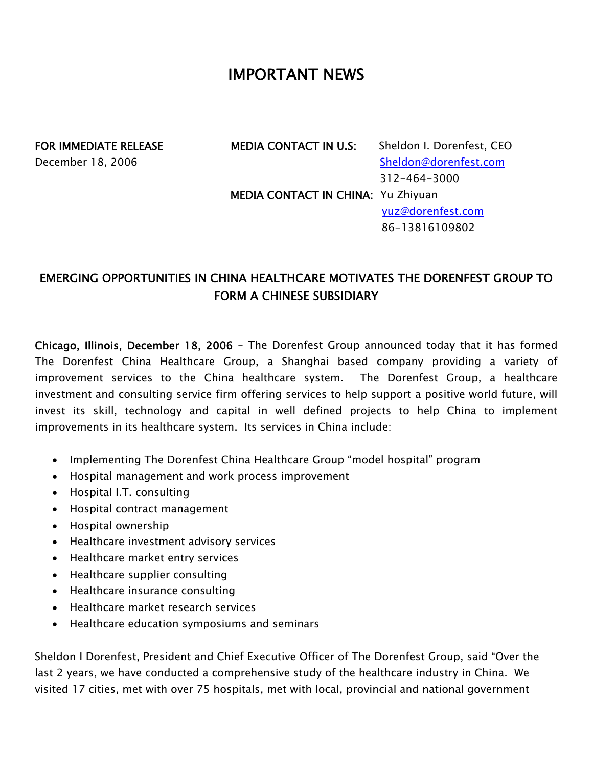# IMPORTANT NEWS

**FOR IMMEDIATE RELEASE**
December 18, 2006

**MEDIA CONTACT IN U.S:** Sheldon I. Dorenfest, CEO
Sheldon@dorenfest.com
312-464-3000

**MEDIA CONTACT IN CHINA:** Yu Zhiyuan
yuz@dorenfest.com
86-13816109802

## EMERGING OPPORTUNITIES IN CHINA HEALTHCARE MOTIVATES THE DORENFEST GROUP TO FORM A CHINESE SUBSIDIARY

**Chicago, Illinois, December 18, 2006** – The Dorenfest Group announced today that it has formed The Dorenfest China Healthcare Group, a Shanghai based company providing a variety of improvement services to the China healthcare system. The Dorenfest Group, a healthcare investment and consulting service firm offering services to help support a positive world future, will invest its skill, technology and capital in well defined projects to help China to implement improvements in its healthcare system. Its services in China include:

- Implementing The Dorenfest China Healthcare Group "model hospital" program
- Hospital management and work process improvement
- Hospital I.T. consulting
- Hospital contract management
- Hospital ownership
- Healthcare investment advisory services
- Healthcare market entry services
- Healthcare supplier consulting
- Healthcare insurance consulting
- Healthcare market research services
- Healthcare education symposiums and seminars

Sheldon I Dorenfest, President and Chief Executive Officer of The Dorenfest Group, said "Over the last 2 years, we have conducted a comprehensive study of the healthcare industry in China. We visited 17 cities, met with over 75 hospitals, met with local, provincial and national government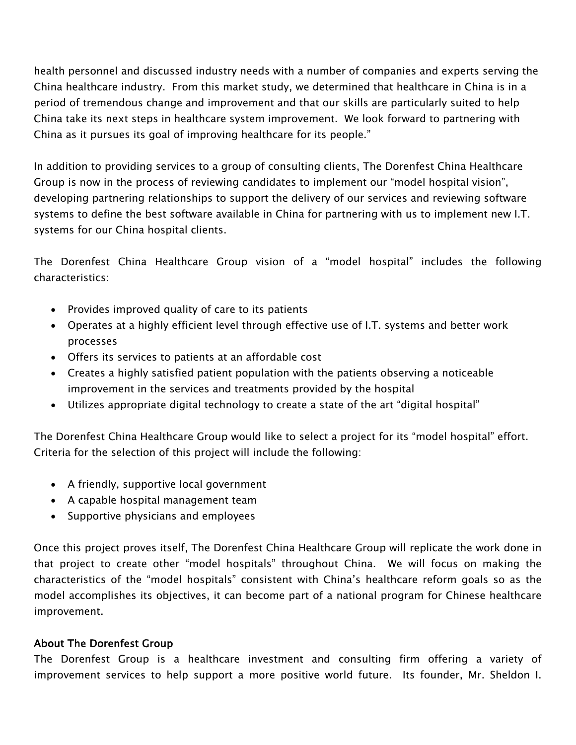health personnel and discussed industry needs with a number of companies and experts serving the China healthcare industry. From this market study, we determined that healthcare in China is in a period of tremendous change and improvement and that our skills are particularly suited to help China take its next steps in healthcare system improvement. We look forward to partnering with China as it pursues its goal of improving healthcare for its people."

In addition to providing services to a group of consulting clients, The Dorenfest China Healthcare Group is now in the process of reviewing candidates to implement our "model hospital vision", developing partnering relationships to support the delivery of our services and reviewing software systems to define the best software available in China for partnering with us to implement new I.T. systems for our China hospital clients.

The Dorenfest China Healthcare Group vision of a "model hospital" includes the following characteristics:

- Provides improved quality of care to its patients
- Operates at a highly efficient level through effective use of I.T. systems and better work processes
- Offers its services to patients at an affordable cost
- Creates a highly satisfied patient population with the patients observing a noticeable improvement in the services and treatments provided by the hospital
- Utilizes appropriate digital technology to create a state of the art "digital hospital"

The Dorenfest China Healthcare Group would like to select a project for its "model hospital" effort. Criteria for the selection of this project will include the following:

- A friendly, supportive local government
- A capable hospital management team
- Supportive physicians and employees

Once this project proves itself, The Dorenfest China Healthcare Group will replicate the work done in that project to create other "model hospitals" throughout China. We will focus on making the characteristics of the "model hospitals" consistent with China's healthcare reform goals so as the model accomplishes its objectives, it can become part of a national program for Chinese healthcare improvement.

**About The Dorenfest Group**

The Dorenfest Group is a healthcare investment and consulting firm offering a variety of improvement services to help support a more positive world future. Its founder, Mr. Sheldon I.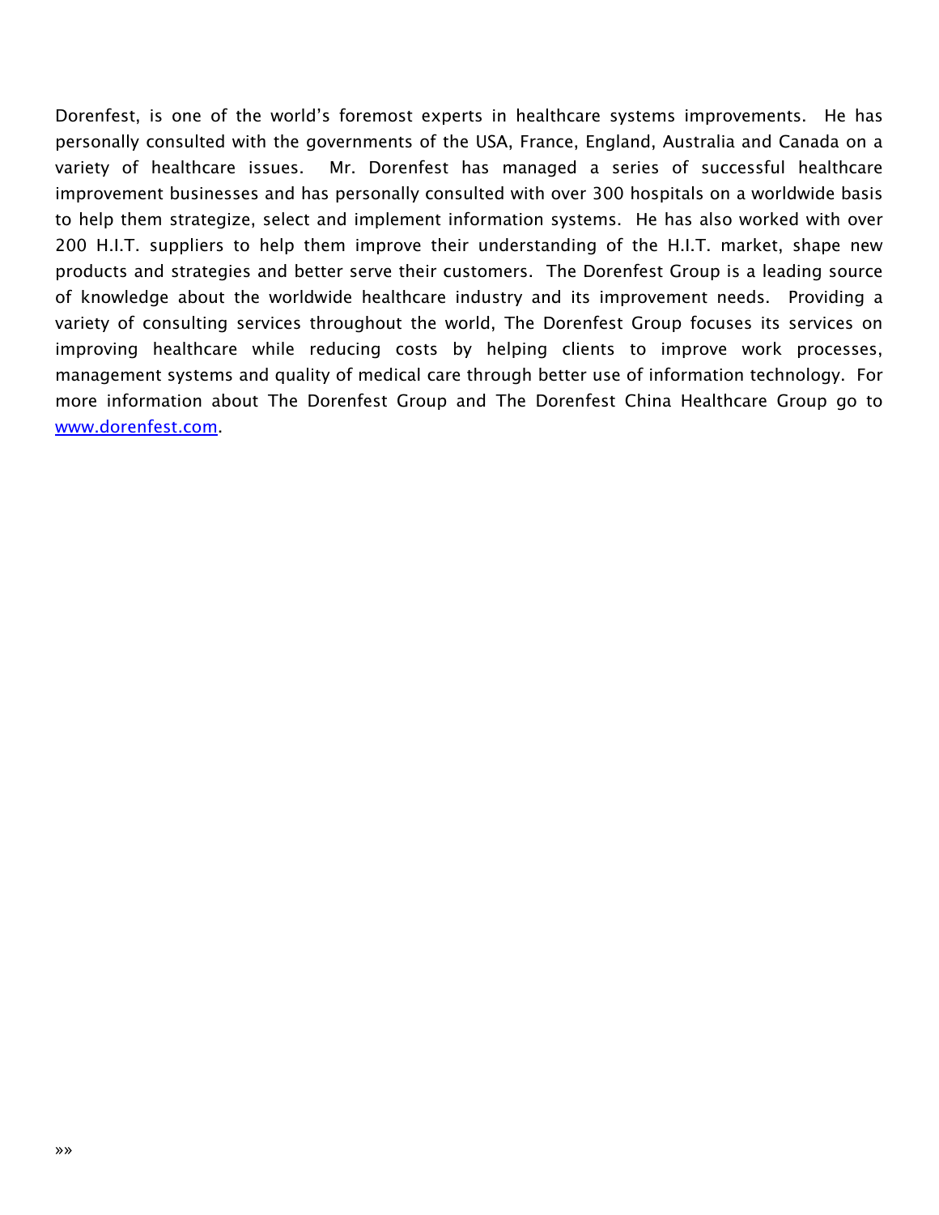Dorenfest, is one of the world's foremost experts in healthcare systems improvements. He has personally consulted with the governments of the USA, France, England, Australia and Canada on a variety of healthcare issues. Mr. Dorenfest has managed a series of successful healthcare improvement businesses and has personally consulted with over 300 hospitals on a worldwide basis to help them strategize, select and implement information systems. He has also worked with over 200 H.I.T. suppliers to help them improve their understanding of the H.I.T. market, shape new products and strategies and better serve their customers. The Dorenfest Group is a leading source of knowledge about the worldwide healthcare industry and its improvement needs. Providing a variety of consulting services throughout the world, The Dorenfest Group focuses its services on improving healthcare while reducing costs by helping clients to improve work processes, management systems and quality of medical care through better use of information technology. For more information about The Dorenfest Group and The Dorenfest China Healthcare Group go to [www.dorenfest.com](http://www.dorenfest.com).

»»